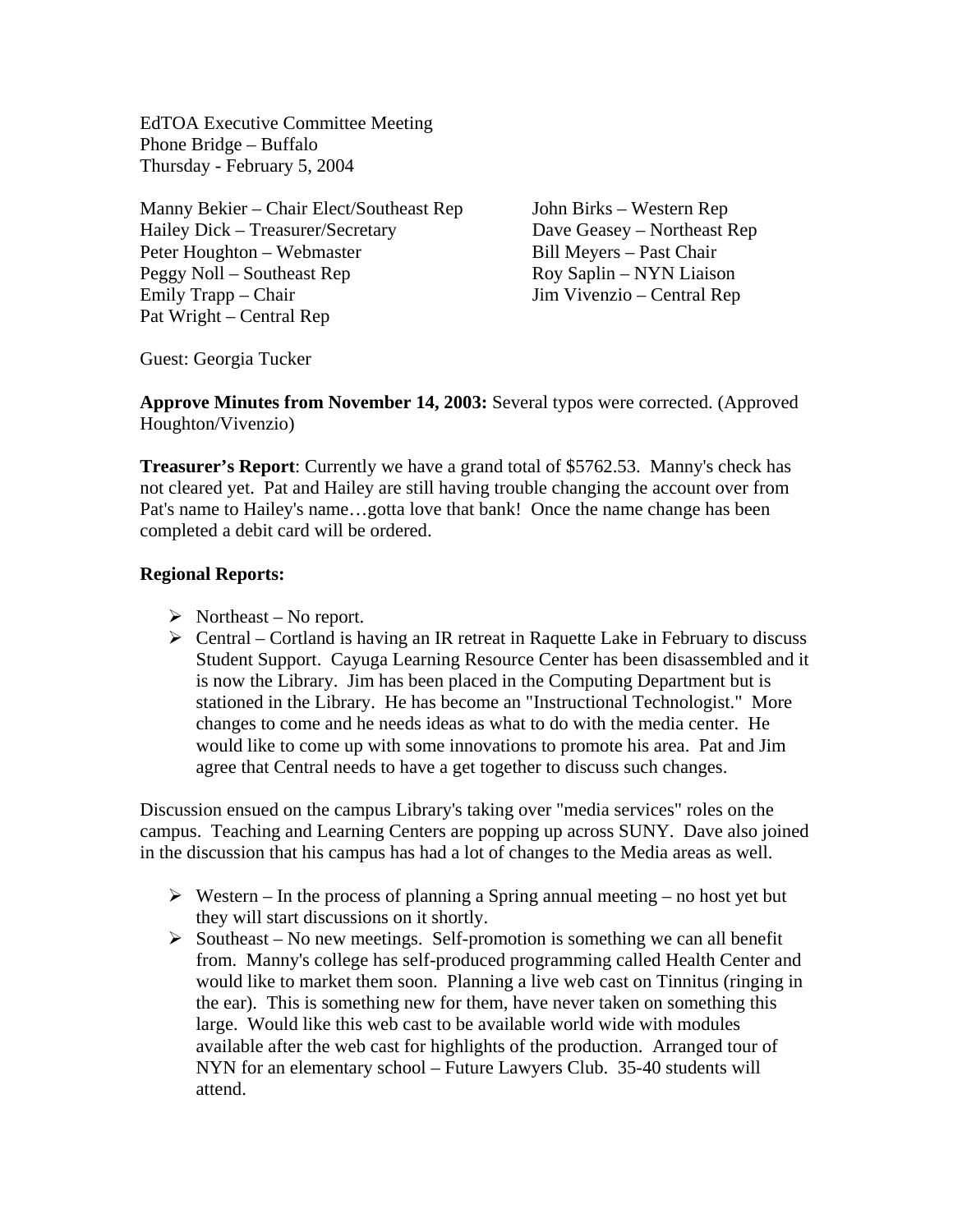EdTOA Executive Committee Meeting
Phone Bridge – Buffalo
Thursday - February 5, 2004

Manny Bekier – Chair Elect/Southeast Rep
Hailey Dick – Treasurer/Secretary
Peter Houghton – Webmaster
Peggy Noll – Southeast Rep
Emily Trapp – Chair
Pat Wright – Central Rep
John Birks – Western Rep
Dave Geasey – Northeast Rep
Bill Meyers – Past Chair
Roy Saplin – NYN Liaison
Jim Vivenzio – Central Rep

Guest: Georgia Tucker

**Approve Minutes from November 14, 2003:** Several typos were corrected. (Approved Houghton/Vivenzio)

**Treasurer's Report**: Currently we have a grand total of $5762.53. Manny's check has not cleared yet. Pat and Hailey are still having trouble changing the account over from Pat's name to Hailey's name…gotta love that bank! Once the name change has been completed a debit card will be ordered.

**Regional Reports:**

- Northeast – No report.
- Central – Cortland is having an IR retreat in Raquette Lake in February to discuss Student Support. Cayuga Learning Resource Center has been disassembled and it is now the Library. Jim has been placed in the Computing Department but is stationed in the Library. He has become an "Instructional Technologist." More changes to come and he needs ideas as what to do with the media center. He would like to come up with some innovations to promote his area. Pat and Jim agree that Central needs to have a get together to discuss such changes.

Discussion ensued on the campus Library's taking over "media services" roles on the campus. Teaching and Learning Centers are popping up across SUNY. Dave also joined in the discussion that his campus has had a lot of changes to the Media areas as well.

- Western – In the process of planning a Spring annual meeting – no host yet but they will start discussions on it shortly.
- Southeast – No new meetings. Self-promotion is something we can all benefit from. Manny's college has self-produced programming called Health Center and would like to market them soon. Planning a live web cast on Tinnitus (ringing in the ear). This is something new for them, have never taken on something this large. Would like this web cast to be available world wide with modules available after the web cast for highlights of the production. Arranged tour of NYN for an elementary school – Future Lawyers Club. 35-40 students will attend.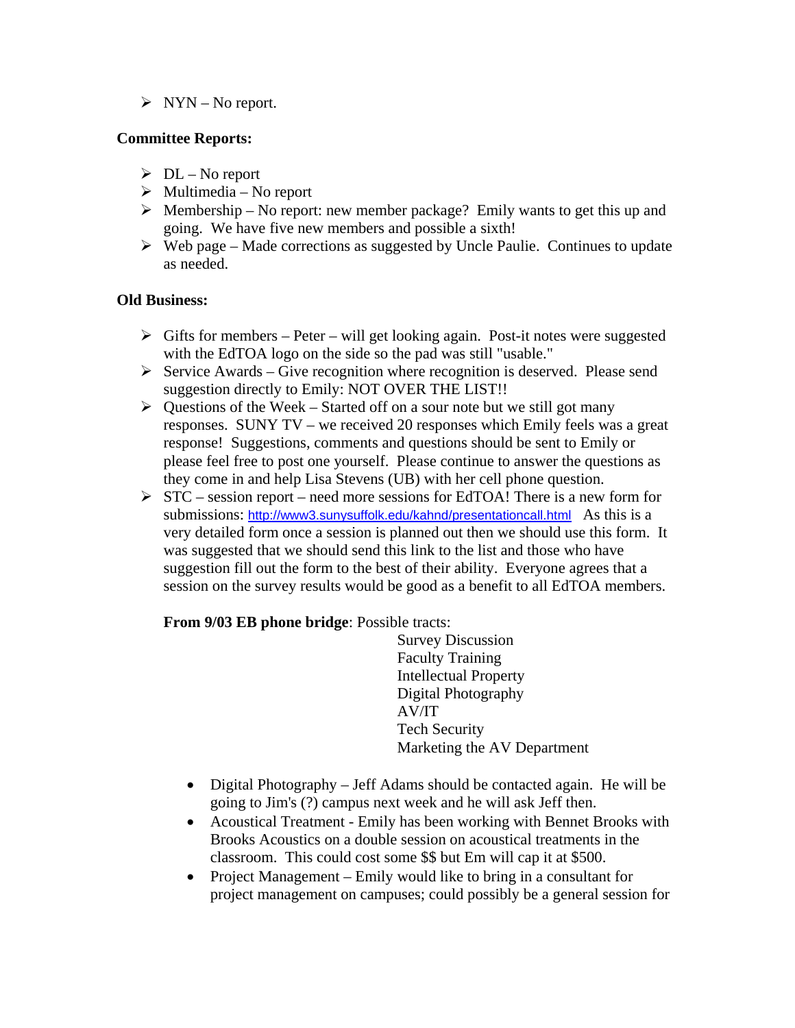- NYN – No report.

**Committee Reports:**

- DL – No report
- Multimedia – No report
- Membership – No report: new member package? Emily wants to get this up and going. We have five new members and possible a sixth!
- Web page – Made corrections as suggested by Uncle Paulie. Continues to update as needed.

**Old Business:**

- Gifts for members – Peter – will get looking again. Post-it notes were suggested with the EdTOA logo on the side so the pad was still "usable."
- Service Awards – Give recognition where recognition is deserved. Please send suggestion directly to Emily: NOT OVER THE LIST!!
- Questions of the Week – Started off on a sour note but we still got many responses. SUNY TV – we received 20 responses which Emily feels was a great response! Suggestions, comments and questions should be sent to Emily or please feel free to post one yourself. Please continue to answer the questions as they come in and help Lisa Stevens (UB) with her cell phone question.
- STC – session report – need more sessions for EdTOA! There is a new form for submissions: http://www3.sunysuffolk.edu/kahnd/presentationcall.html As this is a very detailed form once a session is planned out then we should use this form. It was suggested that we should send this link to the list and those who have suggestion fill out the form to the best of their ability. Everyone agrees that a session on the survey results would be good as a benefit to all EdTOA members.

  **From 9/03 EB phone bridge**: Possible tracts:

  Survey Discussion
  Faculty Training
  Intellectual Property
  Digital Photography
  AV/IT
  Tech Security
  Marketing the AV Department

  - Digital Photography – Jeff Adams should be contacted again. He will be going to Jim's (?) campus next week and he will ask Jeff then.
  - Acoustical Treatment - Emily has been working with Bennet Brooks with Brooks Acoustics on a double session on acoustical treatments in the classroom. This could cost some $$ but Em will cap it at $500.
  - Project Management – Emily would like to bring in a consultant for project management on campuses; could possibly be a general session for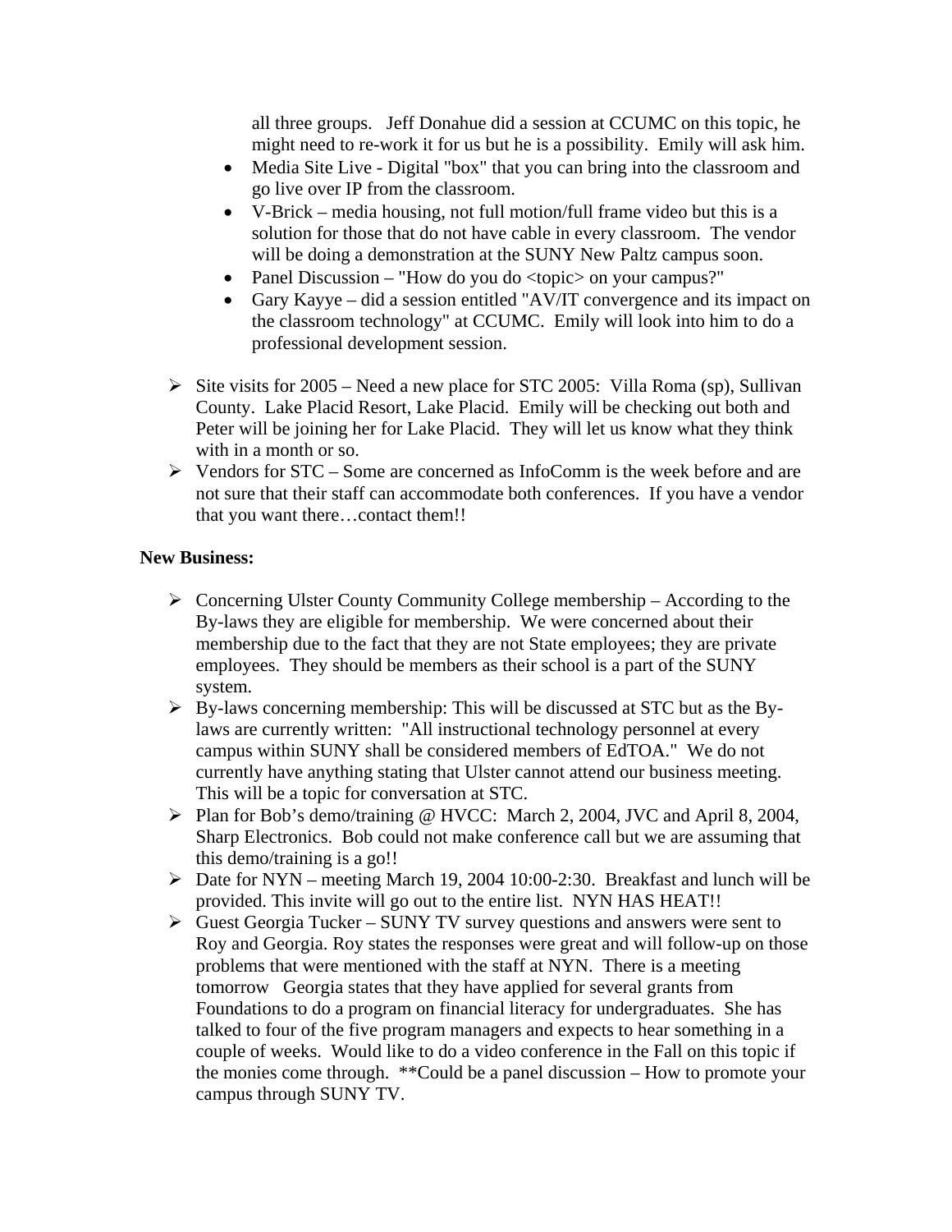all three groups.   Jeff Donahue did a session at CCUMC on this topic, he might need to re-work it for us but he is a possibility.  Emily will ask him.

- Media Site Live - Digital "box" that you can bring into the classroom and go live over IP from the classroom.
- V-Brick – media housing, not full motion/full frame video but this is a solution for those that do not have cable in every classroom.  The vendor will be doing a demonstration at the SUNY New Paltz campus soon.
- Panel Discussion – "How do you do <topic> on your campus?"
- Gary Kayye – did a session entitled "AV/IT convergence and its impact on the classroom technology" at CCUMC.  Emily will look into him to do a professional development session.

- Site visits for 2005 – Need a new place for STC 2005:  Villa Roma (sp), Sullivan County.  Lake Placid Resort, Lake Placid.  Emily will be checking out both and Peter will be joining her for Lake Placid.  They will let us know what they think with in a month or so.
- Vendors for STC – Some are concerned as InfoComm is the week before and are not sure that their staff can accommodate both conferences.  If you have a vendor that you want there…contact them!!

**New Business:**

- Concerning Ulster County Community College membership – According to the By-laws they are eligible for membership.  We were concerned about their membership due to the fact that they are not State employees; they are private employees.  They should be members as their school is a part of the SUNY system.
- By-laws concerning membership: This will be discussed at STC but as the By-laws are currently written:  "All instructional technology personnel at every campus within SUNY shall be considered members of EdTOA."  We do not currently have anything stating that Ulster cannot attend our business meeting.  This will be a topic for conversation at STC.
- Plan for Bob's demo/training @ HVCC:  March 2, 2004, JVC and April 8, 2004, Sharp Electronics.  Bob could not make conference call but we are assuming that this demo/training is a go!!
- Date for NYN – meeting March 19, 2004 10:00-2:30.  Breakfast and lunch will be provided. This invite will go out to the entire list.  NYN HAS HEAT!!
- Guest Georgia Tucker – SUNY TV survey questions and answers were sent to Roy and Georgia. Roy states the responses were great and will follow-up on those problems that were mentioned with the staff at NYN.  There is a meeting tomorrow   Georgia states that they have applied for several grants from Foundations to do a program on financial literacy for undergraduates.  She has talked to four of the five program managers and expects to hear something in a couple of weeks.  Would like to do a video conference in the Fall on this topic if the monies come through.  **Could be a panel discussion – How to promote your campus through SUNY TV.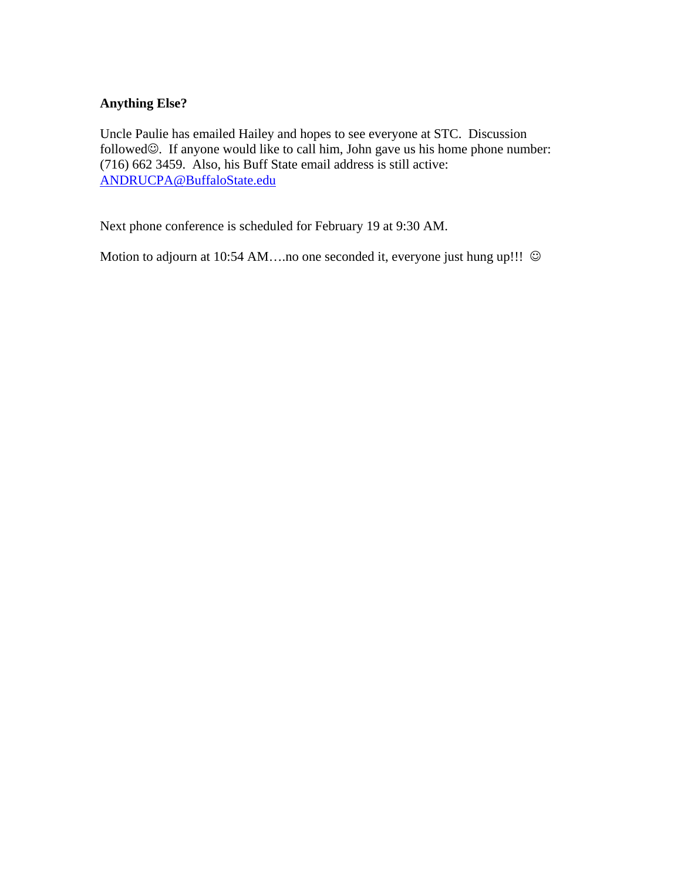**Anything Else?**

Uncle Paulie has emailed Hailey and hopes to see everyone at STC. Discussion followed☺. If anyone would like to call him, John gave us his home phone number: (716) 662 3459. Also, his Buff State email address is still active: ANDRUCPA@BuffaloState.edu

Next phone conference is scheduled for February 19 at 9:30 AM.

Motion to adjourn at 10:54 AM….no one seconded it, everyone just hung up!!! ☺